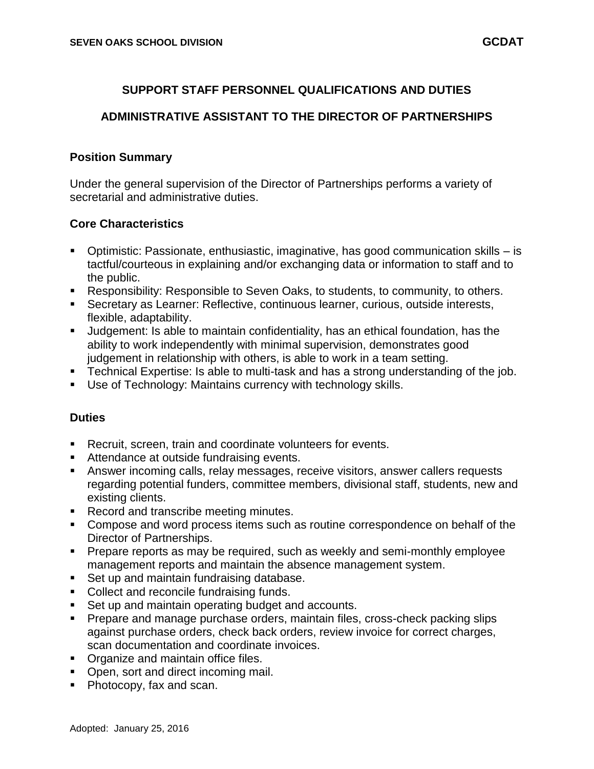# SUPPORT STAFF PERSONNEL QUALIFICATIONS AND DUTIES

## ADMINISTRATIVE ASSISTANT TO THE DIRECTOR OF PARTNERSHIPS

### Position Summary

Under the general supervision of the Director of Partnerships performs a variety of secretarial and administrative duties.

### Core Characteristics

- Optimistic: Passionate, enthusiastic, imaginative, has good communication skills – is tactful/courteous in explaining and/or exchanging data or information to staff and to the public.
- Responsibility: Responsible to Seven Oaks, to students, to community, to others.
- Secretary as Learner: Reflective, continuous learner, curious, outside interests, flexible, adaptability.
- Judgement: Is able to maintain confidentiality, has an ethical foundation, has the ability to work independently with minimal supervision, demonstrates good judgement in relationship with others, is able to work in a team setting.
- Technical Expertise: Is able to multi-task and has a strong understanding of the job.
- Use of Technology: Maintains currency with technology skills.

### Duties

- Recruit, screen, train and coordinate volunteers for events.
- Attendance at outside fundraising events.
- Answer incoming calls, relay messages, receive visitors, answer callers requests regarding potential funders, committee members, divisional staff, students, new and existing clients.
- Record and transcribe meeting minutes.
- Compose and word process items such as routine correspondence on behalf of the Director of Partnerships.
- Prepare reports as may be required, such as weekly and semi-monthly employee management reports and maintain the absence management system.
- Set up and maintain fundraising database.
- Collect and reconcile fundraising funds.
- Set up and maintain operating budget and accounts.
- Prepare and manage purchase orders, maintain files, cross-check packing slips against purchase orders, check back orders, review invoice for correct charges, scan documentation and coordinate invoices.
- Organize and maintain office files.
- Open, sort and direct incoming mail.
- Photocopy, fax and scan.

Adopted: January 25, 2016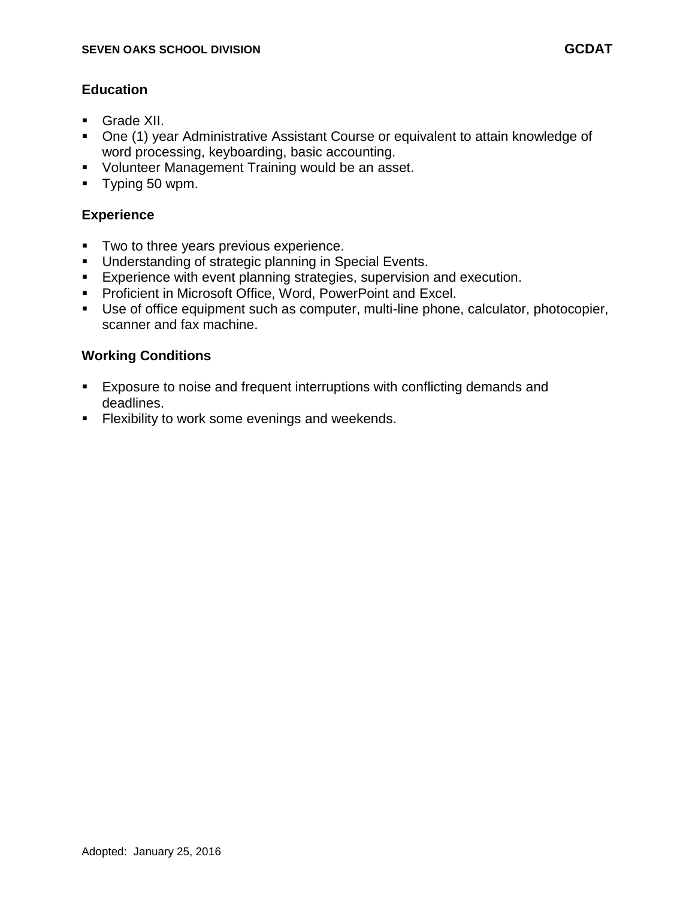### Education

- Grade XII.
- One (1) year Administrative Assistant Course or equivalent to attain knowledge of word processing, keyboarding, basic accounting.
- Volunteer Management Training would be an asset.
- Typing 50 wpm.

### Experience

- Two to three years previous experience.
- Understanding of strategic planning in Special Events.
- Experience with event planning strategies, supervision and execution.
- Proficient in Microsoft Office, Word, PowerPoint and Excel.
- Use of office equipment such as computer, multi-line phone, calculator, photocopier, scanner and fax machine.

### Working Conditions

- Exposure to noise and frequent interruptions with conflicting demands and deadlines.
- Flexibility to work some evenings and weekends.

Adopted: January 25, 2016